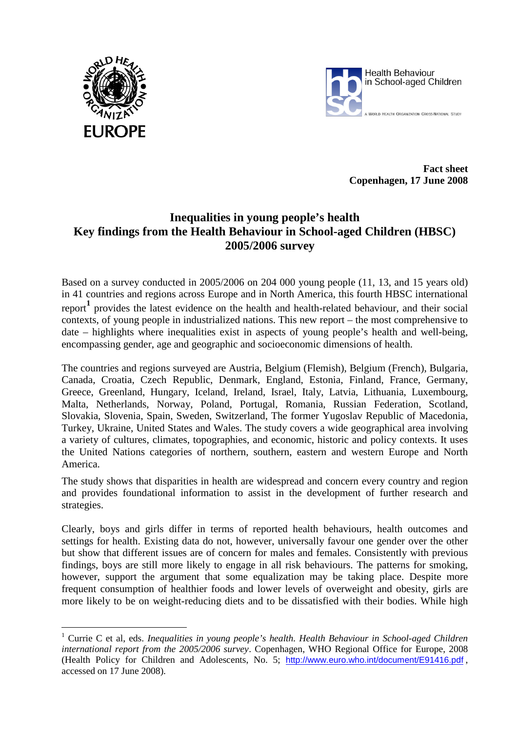**Fact sheet**
**Copenhagen, 17 June 2008**

# Inequalities in young people's health
## Key findings from the Health Behaviour in School-aged Children (HBSC) 2005/2006 survey

Based on a survey conducted in 2005/2006 on 204 000 young people (11, 13, and 15 years old) in 41 countries and regions across Europe and in North America, this fourth HBSC international report[1] provides the latest evidence on the health and health-related behaviour, and their social contexts, of young people in industrialized nations. This new report – the most comprehensive to date – highlights where inequalities exist in aspects of young people's health and well-being, encompassing gender, age and geographic and socioeconomic dimensions of health.

The countries and regions surveyed are Austria, Belgium (Flemish), Belgium (French), Bulgaria, Canada, Croatia, Czech Republic, Denmark, England, Estonia, Finland, France, Germany, Greece, Greenland, Hungary, Iceland, Ireland, Israel, Italy, Latvia, Lithuania, Luxembourg, Malta, Netherlands, Norway, Poland, Portugal, Romania, Russian Federation, Scotland, Slovakia, Slovenia, Spain, Sweden, Switzerland, The former Yugoslav Republic of Macedonia, Turkey, Ukraine, United States and Wales. The study covers a wide geographical area involving a variety of cultures, climates, topographies, and economic, historic and policy contexts. It uses the United Nations categories of northern, southern, eastern and western Europe and North America.

The study shows that disparities in health are widespread and concern every country and region and provides foundational information to assist in the development of further research and strategies.

Clearly, boys and girls differ in terms of reported health behaviours, health outcomes and settings for health. Existing data do not, however, universally favour one gender over the other but show that different issues are of concern for males and females. Consistently with previous findings, boys are still more likely to engage in all risk behaviours. The patterns for smoking, however, support the argument that some equalization may be taking place. Despite more frequent consumption of healthier foods and lower levels of overweight and obesity, girls are more likely to be on weight-reducing diets and to be dissatisfied with their bodies. While high

---

[1] Currie C et al, eds. *Inequalities in young people's health. Health Behaviour in School-aged Children international report from the 2005/2006 survey*. Copenhagen, WHO Regional Office for Europe, 2008 (Health Policy for Children and Adolescents, No. 5; http://www.euro.who.int/document/E91416.pdf , accessed on 17 June 2008).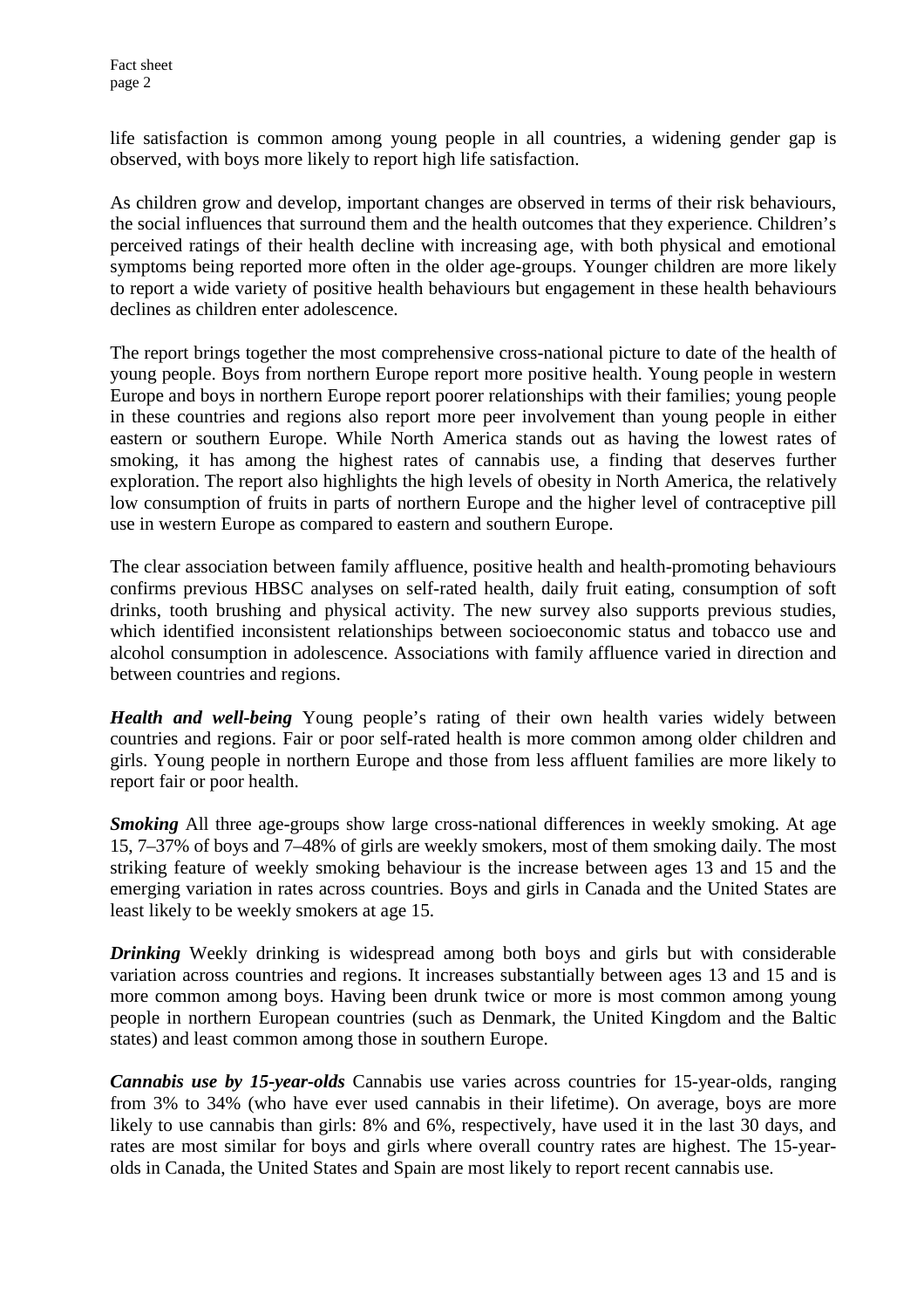life satisfaction is common among young people in all countries, a widening gender gap is observed, with boys more likely to report high life satisfaction.

As children grow and develop, important changes are observed in terms of their risk behaviours, the social influences that surround them and the health outcomes that they experience. Children's perceived ratings of their health decline with increasing age, with both physical and emotional symptoms being reported more often in the older age-groups. Younger children are more likely to report a wide variety of positive health behaviours but engagement in these health behaviours declines as children enter adolescence.

The report brings together the most comprehensive cross-national picture to date of the health of young people. Boys from northern Europe report more positive health. Young people in western Europe and boys in northern Europe report poorer relationships with their families; young people in these countries and regions also report more peer involvement than young people in either eastern or southern Europe. While North America stands out as having the lowest rates of smoking, it has among the highest rates of cannabis use, a finding that deserves further exploration. The report also highlights the high levels of obesity in North America, the relatively low consumption of fruits in parts of northern Europe and the higher level of contraceptive pill use in western Europe as compared to eastern and southern Europe.

The clear association between family affluence, positive health and health-promoting behaviours confirms previous HBSC analyses on self-rated health, daily fruit eating, consumption of soft drinks, tooth brushing and physical activity. The new survey also supports previous studies, which identified inconsistent relationships between socioeconomic status and tobacco use and alcohol consumption in adolescence. Associations with family affluence varied in direction and between countries and regions.

***Health and well-being*** Young people's rating of their own health varies widely between countries and regions. Fair or poor self-rated health is more common among older children and girls. Young people in northern Europe and those from less affluent families are more likely to report fair or poor health.

***Smoking*** All three age-groups show large cross-national differences in weekly smoking. At age 15, 7–37% of boys and 7–48% of girls are weekly smokers, most of them smoking daily. The most striking feature of weekly smoking behaviour is the increase between ages 13 and 15 and the emerging variation in rates across countries. Boys and girls in Canada and the United States are least likely to be weekly smokers at age 15.

***Drinking*** Weekly drinking is widespread among both boys and girls but with considerable variation across countries and regions. It increases substantially between ages 13 and 15 and is more common among boys. Having been drunk twice or more is most common among young people in northern European countries (such as Denmark, the United Kingdom and the Baltic states) and least common among those in southern Europe.

***Cannabis use by 15-year-olds*** Cannabis use varies across countries for 15-year-olds, ranging from 3% to 34% (who have ever used cannabis in their lifetime). On average, boys are more likely to use cannabis than girls: 8% and 6%, respectively, have used it in the last 30 days, and rates are most similar for boys and girls where overall country rates are highest. The 15-year-olds in Canada, the United States and Spain are most likely to report recent cannabis use.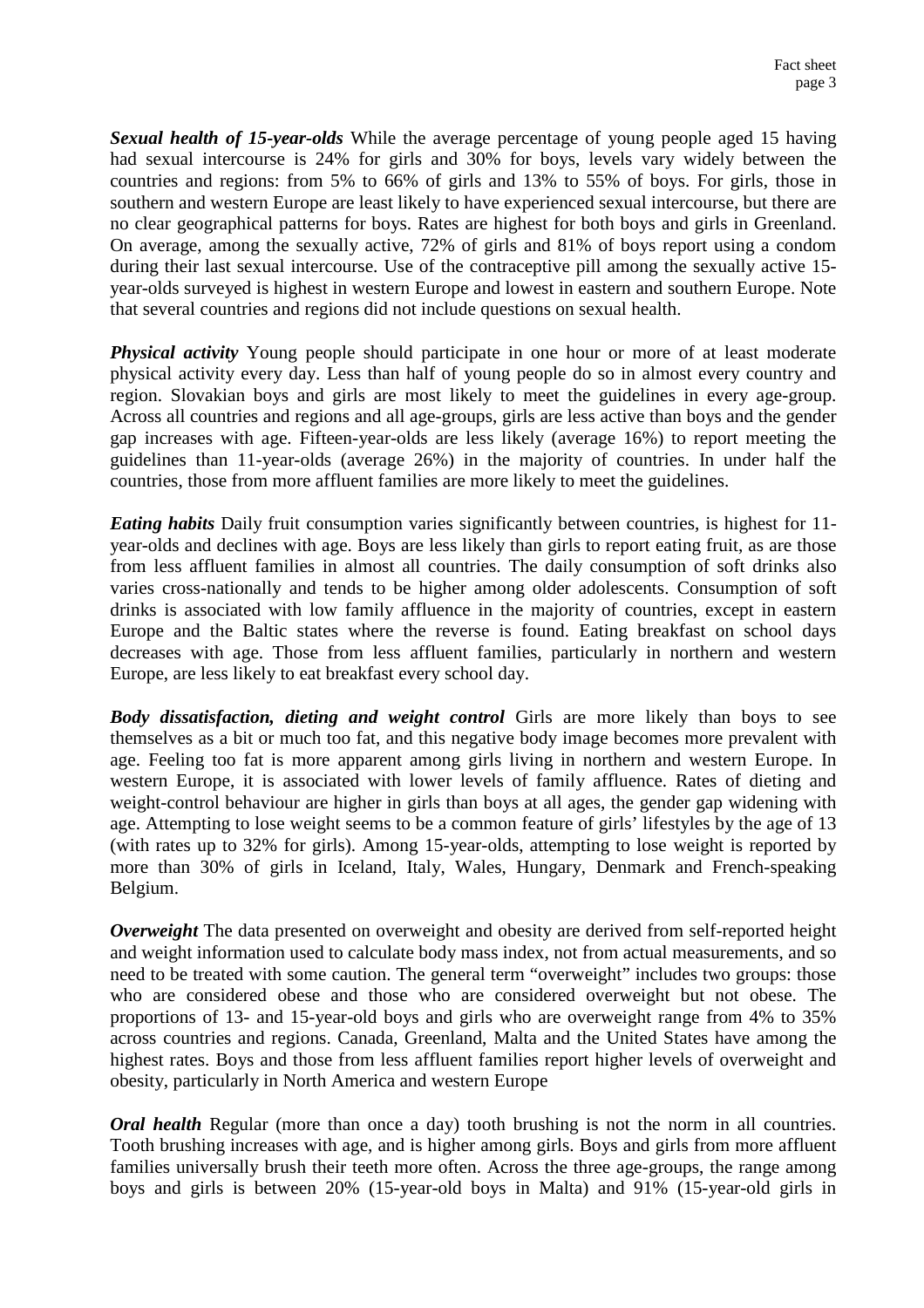***Sexual health of 15-year-olds*** While the average percentage of young people aged 15 having had sexual intercourse is 24% for girls and 30% for boys, levels vary widely between the countries and regions: from 5% to 66% of girls and 13% to 55% of boys. For girls, those in southern and western Europe are least likely to have experienced sexual intercourse, but there are no clear geographical patterns for boys. Rates are highest for both boys and girls in Greenland. On average, among the sexually active, 72% of girls and 81% of boys report using a condom during their last sexual intercourse. Use of the contraceptive pill among the sexually active 15-year-olds surveyed is highest in western Europe and lowest in eastern and southern Europe. Note that several countries and regions did not include questions on sexual health.

***Physical activity*** Young people should participate in one hour or more of at least moderate physical activity every day. Less than half of young people do so in almost every country and region. Slovakian boys and girls are most likely to meet the guidelines in every age-group. Across all countries and regions and all age-groups, girls are less active than boys and the gender gap increases with age. Fifteen-year-olds are less likely (average 16%) to report meeting the guidelines than 11-year-olds (average 26%) in the majority of countries. In under half the countries, those from more affluent families are more likely to meet the guidelines.

***Eating habits*** Daily fruit consumption varies significantly between countries, is highest for 11-year-olds and declines with age. Boys are less likely than girls to report eating fruit, as are those from less affluent families in almost all countries. The daily consumption of soft drinks also varies cross-nationally and tends to be higher among older adolescents. Consumption of soft drinks is associated with low family affluence in the majority of countries, except in eastern Europe and the Baltic states where the reverse is found. Eating breakfast on school days decreases with age. Those from less affluent families, particularly in northern and western Europe, are less likely to eat breakfast every school day.

***Body dissatisfaction, dieting and weight control*** Girls are more likely than boys to see themselves as a bit or much too fat, and this negative body image becomes more prevalent with age. Feeling too fat is more apparent among girls living in northern and western Europe. In western Europe, it is associated with lower levels of family affluence. Rates of dieting and weight-control behaviour are higher in girls than boys at all ages, the gender gap widening with age. Attempting to lose weight seems to be a common feature of girls' lifestyles by the age of 13 (with rates up to 32% for girls). Among 15-year-olds, attempting to lose weight is reported by more than 30% of girls in Iceland, Italy, Wales, Hungary, Denmark and French-speaking Belgium.

***Overweight*** The data presented on overweight and obesity are derived from self-reported height and weight information used to calculate body mass index, not from actual measurements, and so need to be treated with some caution. The general term "overweight" includes two groups: those who are considered obese and those who are considered overweight but not obese. The proportions of 13- and 15-year-old boys and girls who are overweight range from 4% to 35% across countries and regions. Canada, Greenland, Malta and the United States have among the highest rates. Boys and those from less affluent families report higher levels of overweight and obesity, particularly in North America and western Europe

***Oral health*** Regular (more than once a day) tooth brushing is not the norm in all countries. Tooth brushing increases with age, and is higher among girls. Boys and girls from more affluent families universally brush their teeth more often. Across the three age-groups, the range among boys and girls is between 20% (15-year-old boys in Malta) and 91% (15-year-old girls in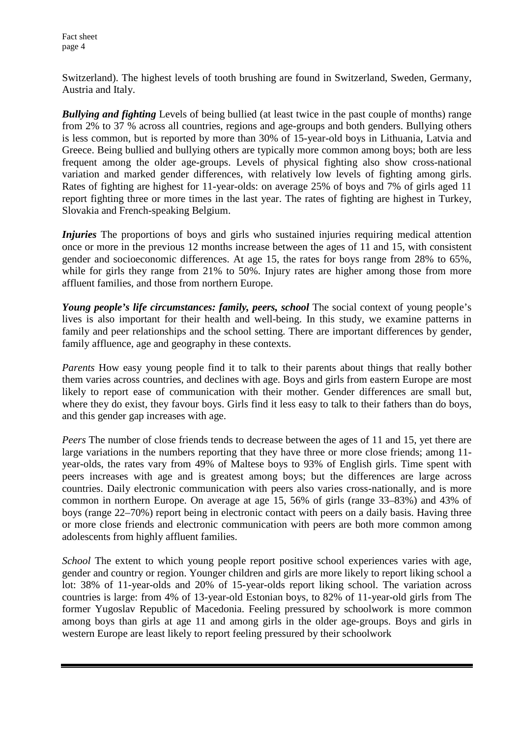Switzerland). The highest levels of tooth brushing are found in Switzerland, Sweden, Germany, Austria and Italy.

***Bullying and fighting*** Levels of being bullied (at least twice in the past couple of months) range from 2% to 37 % across all countries, regions and age-groups and both genders. Bullying others is less common, but is reported by more than 30% of 15-year-old boys in Lithuania, Latvia and Greece. Being bullied and bullying others are typically more common among boys; both are less frequent among the older age-groups. Levels of physical fighting also show cross-national variation and marked gender differences, with relatively low levels of fighting among girls. Rates of fighting are highest for 11-year-olds: on average 25% of boys and 7% of girls aged 11 report fighting three or more times in the last year. The rates of fighting are highest in Turkey, Slovakia and French-speaking Belgium.

***Injuries*** The proportions of boys and girls who sustained injuries requiring medical attention once or more in the previous 12 months increase between the ages of 11 and 15, with consistent gender and socioeconomic differences. At age 15, the rates for boys range from 28% to 65%, while for girls they range from 21% to 50%. Injury rates are higher among those from more affluent families, and those from northern Europe.

***Young people's life circumstances: family, peers, school*** The social context of young people's lives is also important for their health and well-being. In this study, we examine patterns in family and peer relationships and the school setting. There are important differences by gender, family affluence, age and geography in these contexts.

*Parents* How easy young people find it to talk to their parents about things that really bother them varies across countries, and declines with age. Boys and girls from eastern Europe are most likely to report ease of communication with their mother. Gender differences are small but, where they do exist, they favour boys. Girls find it less easy to talk to their fathers than do boys, and this gender gap increases with age.

*Peers* The number of close friends tends to decrease between the ages of 11 and 15, yet there are large variations in the numbers reporting that they have three or more close friends; among 11-year-olds, the rates vary from 49% of Maltese boys to 93% of English girls. Time spent with peers increases with age and is greatest among boys; but the differences are large across countries. Daily electronic communication with peers also varies cross-nationally, and is more common in northern Europe. On average at age 15, 56% of girls (range 33–83%) and 43% of boys (range 22–70%) report being in electronic contact with peers on a daily basis. Having three or more close friends and electronic communication with peers are both more common among adolescents from highly affluent families.

*School* The extent to which young people report positive school experiences varies with age, gender and country or region. Younger children and girls are more likely to report liking school a lot: 38% of 11-year-olds and 20% of 15-year-olds report liking school. The variation across countries is large: from 4% of 13-year-old Estonian boys, to 82% of 11-year-old girls from The former Yugoslav Republic of Macedonia. Feeling pressured by schoolwork is more common among boys than girls at age 11 and among girls in the older age-groups. Boys and girls in western Europe are least likely to report feeling pressured by their schoolwork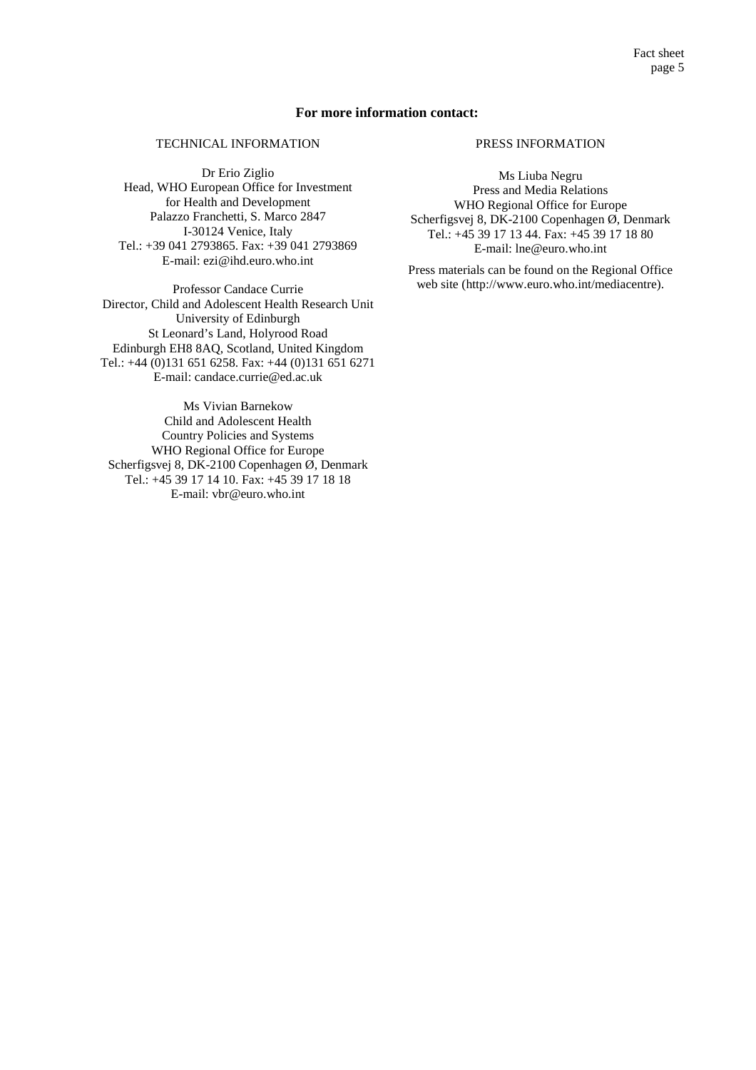**For more information contact:**

TECHNICAL INFORMATION

Dr Erio Ziglio
Head, WHO European Office for Investment for Health and Development
Palazzo Franchetti, S. Marco 2847
I-30124 Venice, Italy
Tel.: +39 041 2793865. Fax: +39 041 2793869
E-mail: ezi@ihd.euro.who.int

Professor Candace Currie
Director, Child and Adolescent Health Research Unit
University of Edinburgh
St Leonard's Land, Holyrood Road
Edinburgh EH8 8AQ, Scotland, United Kingdom
Tel.: +44 (0)131 651 6258. Fax: +44 (0)131 651 6271
E-mail: candace.currie@ed.ac.uk

Ms Vivian Barnekow
Child and Adolescent Health
Country Policies and Systems
WHO Regional Office for Europe
Scherfigsvej 8, DK-2100 Copenhagen Ø, Denmark
Tel.: +45 39 17 14 10. Fax: +45 39 17 18 18
E-mail: vbr@euro.who.int

PRESS INFORMATION

Ms Liuba Negru
Press and Media Relations
WHO Regional Office for Europe
Scherfigsvej 8, DK-2100 Copenhagen Ø, Denmark
Tel.: +45 39 17 13 44. Fax: +45 39 17 18 80
E-mail: lne@euro.who.int

Press materials can be found on the Regional Office web site (http://www.euro.who.int/mediacentre).